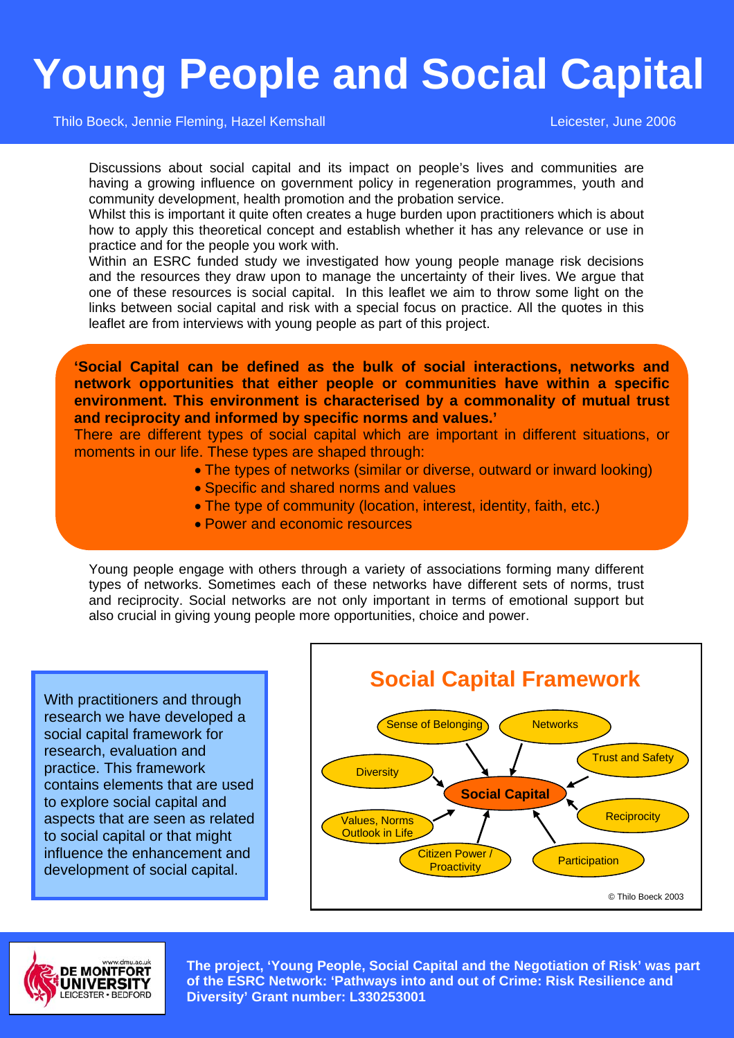# Young People and Social Capital

Thilo Boeck, Jennie Fleming, Hazel Kemshall

Leicester, June 2006

Discussions about social capital and its impact on people's lives and communities are having a growing influence on government policy in regeneration programmes, youth and community development, health promotion and the probation service.

Whilst this is important it quite often creates a huge burden upon practitioners which is about how to apply this theoretical concept and establish whether it has any relevance or use in practice and for the people you work with.

Within an ESRC funded study we investigated how young people manage risk decisions and the resources they draw upon to manage the uncertainty of their lives. We argue that one of these resources is social capital. In this leaflet we aim to throw some light on the links between social capital and risk with a special focus on practice. All the quotes in this leaflet are from interviews with young people as part of this project.

**'Social Capital can be defined as the bulk of social interactions, networks and network opportunities that either people or communities have within a specific environment. This environment is characterised by a commonality of mutual trust and reciprocity and informed by specific norms and values.'**

There are different types of social capital which are important in different situations, or moments in our life. These types are shaped through:

- The types of networks (similar or diverse, outward or inward looking)
- Specific and shared norms and values
- The type of community (location, interest, identity, faith, etc.)
- Power and economic resources

Young people engage with others through a variety of associations forming many different types of networks. Sometimes each of these networks have different sets of norms, trust and reciprocity. Social networks are not only important in terms of emotional support but also crucial in giving young people more opportunities, choice and power.

With practitioners and through research we have developed a social capital framework for research, evaluation and practice. This framework contains elements that are used to explore social capital and aspects that are seen as related to social capital or that might influence the enhancement and development of social capital.

## Social Capital Framework

Social Capital — elements: Sense of Belonging; Networks; Trust and Safety; Reciprocity; Participation; Citizen Power / Proactivity; Values, Norms Outlook in Life; Diversity

© Thilo Boeck 2003

**The project, 'Young People, Social Capital and the Negotiation of Risk' was part of the ESRC Network: 'Pathways into and out of Crime: Risk Resilience and Diversity' Grant number: L330253001**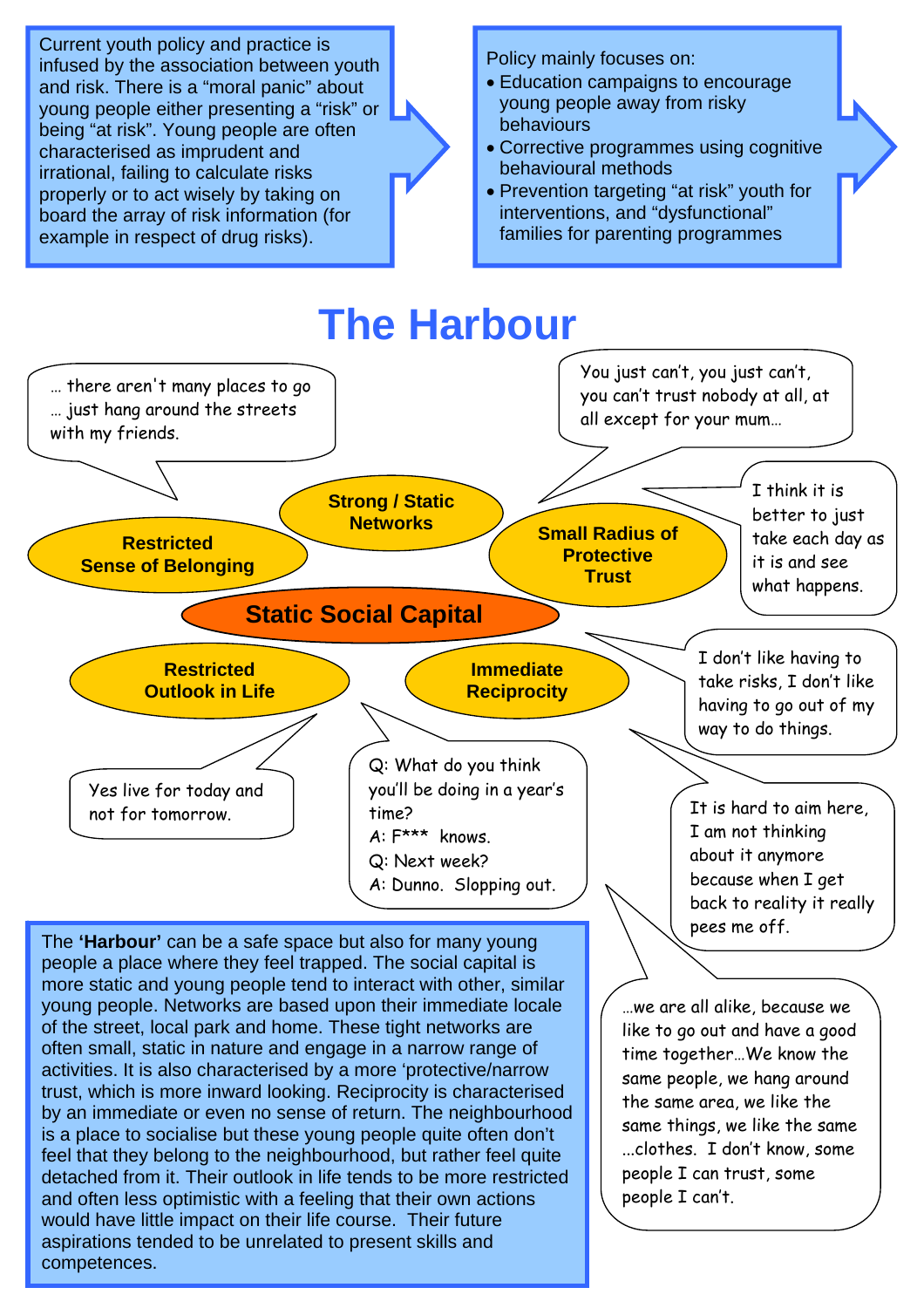Current youth policy and practice is infused by the association between youth and risk. There is a "moral panic" about young people either presenting a "risk" or being "at risk". Young people are often characterised as imprudent and irrational, failing to calculate risks properly or to act wisely by taking on board the array of risk information (for example in respect of drug risks).

Policy mainly focuses on:

- Education campaigns to encourage young people away from risky behaviours
- Corrective programmes using cognitive behavioural methods
- Prevention targeting "at risk" youth for interventions, and "dysfunctional" families for parenting programmes

# The Harbour

**Static Social Capital**

- **Restricted Sense of Belonging**
- **Strong / Static Networks**
- **Small Radius of Protective Trust**
- **Restricted Outlook in Life**
- **Immediate Reciprocity**

> … there aren't many places to go … just hang around the streets with my friends.

> You just can't, you just can't, you can't trust nobody at all, at all except for your mum…

> I think it is better to just take each day as it is and see what happens.

> I don't like having to take risks, I don't like having to go out of my way to do things.

> Yes live for today and not for tomorrow.

> Q: What do you think you'll be doing in a year's time?
> A: F*** knows.
> Q: Next week?
> A: Dunno. Slopping out.

> It is hard to aim here, I am not thinking about it anymore because when I get back to reality it really pees me off.

> …we are all alike, because we like to go out and have a good time together…We know the same people, we hang around the same area, we like the same things, we like the same …clothes. I don't know, some people I can trust, some people I can't.

The **'Harbour'** can be a safe space but also for many young people a place where they feel trapped. The social capital is more static and young people tend to interact with other, similar young people. Networks are based upon their immediate locale of the street, local park and home. These tight networks are often small, static in nature and engage in a narrow range of activities. It is also characterised by a more 'protective/narrow trust, which is more inward looking. Reciprocity is characterised by an immediate or even no sense of return. The neighbourhood is a place to socialise but these young people quite often don't feel that they belong to the neighbourhood, but rather feel quite detached from it. Their outlook in life tends to be more restricted and often less optimistic with a feeling that their own actions would have little impact on their life course. Their future aspirations tended to be unrelated to present skills and competences.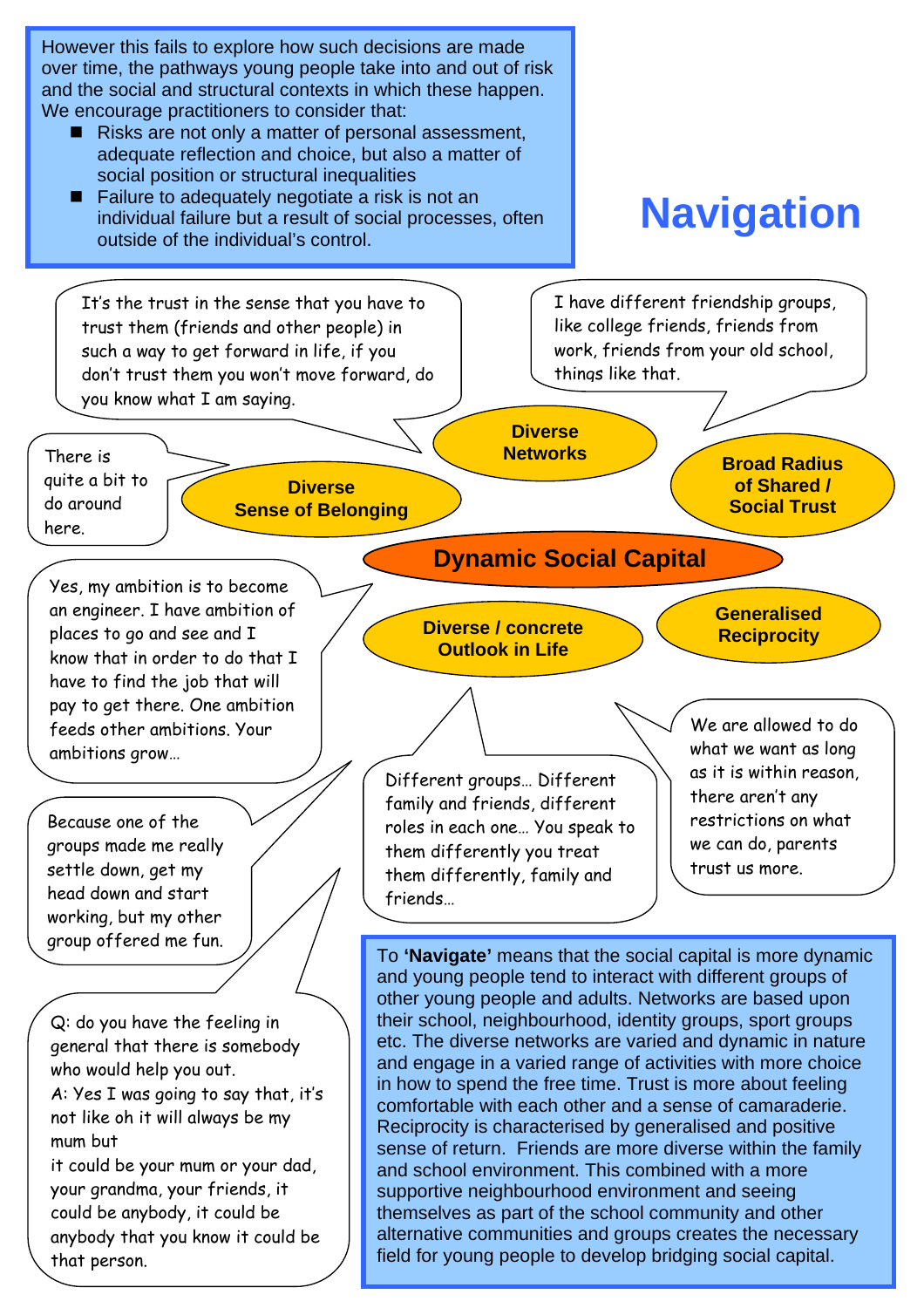However this fails to explore how such decisions are made over time, the pathways young people take into and out of risk and the social and structural contexts in which these happen. We encourage practitioners to consider that:

- Risks are not only a matter of personal assessment, adequate reflection and choice, but also a matter of social position or structural inequalities
- Failure to adequately negotiate a risk is not an individual failure but a result of social processes, often outside of the individual's control.

# Navigation

It's the trust in the sense that you have to trust them (friends and other people) in such a way to get forward in life, if you don't trust them you won't move forward, do you know what I am saying.

I have different friendship groups, like college friends, friends from work, friends from your old school, things like that.

There is quite a bit to do around here.

**Diverse Networks**

**Diverse Sense of Belonging**

**Broad Radius of Shared / Social Trust**

**Dynamic Social Capital**

**Diverse / concrete Outlook in Life**

**Generalised Reciprocity**

Yes, my ambition is to become an engineer. I have ambition of places to go and see and I know that in order to do that I have to find the job that will pay to get there. One ambition feeds other ambitions. Your ambitions grow…

We are allowed to do what we want as long as it is within reason, there aren't any restrictions on what we can do, parents trust us more.

Different groups… Different family and friends, different roles in each one… You speak to them differently you treat them differently, family and friends…

Because one of the groups made me really settle down, get my head down and start working, but my other group offered me fun.

Q: do you have the feeling in general that there is somebody who would help you out.
A: Yes I was going to say that, it's not like oh it will always be my mum but it could be your mum or your dad, your grandma, your friends, it could be anybody, it could be anybody that you know it could be that person.

To **'Navigate'** means that the social capital is more dynamic and young people tend to interact with different groups of other young people and adults. Networks are based upon their school, neighbourhood, identity groups, sport groups etc. The diverse networks are varied and dynamic in nature and engage in a varied range of activities with more choice in how to spend the free time. Trust is more about feeling comfortable with each other and a sense of camaraderie. Reciprocity is characterised by generalised and positive sense of return. Friends are more diverse within the family and school environment. This combined with a more supportive neighbourhood environment and seeing themselves as part of the school community and other alternative communities and groups creates the necessary field for young people to develop bridging social capital.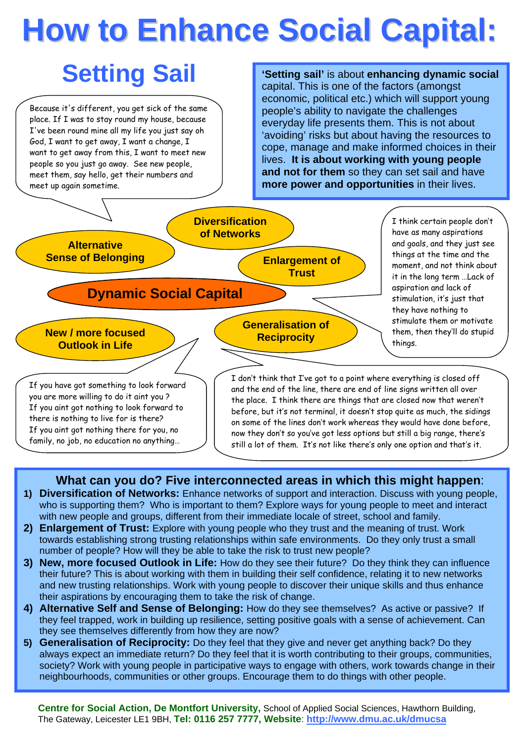# How to Enhance Social Capital:

## Setting Sail

**'Setting sail'** is about **enhancing dynamic social** capital. This is one of the factors (amongst economic, political etc.) which will support young people's ability to navigate the challenges everyday life presents them. This is not about 'avoiding' risks but about having the resources to cope, manage and make informed choices in their lives. **It is about working with young people and not for them** so they can set sail and have **more power and opportunities** in their lives.

Because it's different, you get sick of the same place. If I was to stay round my house, because I've been round mine all my life you just say oh God, I want to get away, I want a change, I want to get away from this, I want to meet new people so you just go away. See new people, meet them, say hello, get their numbers and meet up again sometime.

**Dynamic Social Capital**

- **Diversification of Networks**
- **Alternative Sense of Belonging**
- **Enlargement of Trust**
- **New / more focused Outlook in Life**
- **Generalisation of Reciprocity**

I think certain people don't have as many aspirations and goals, and they just see things at the time and the moment, and not think about it in the long term …Lack of aspiration and lack of stimulation, it's just that they have nothing to stimulate them or motivate them, then they'll do stupid things.

If you have got something to look forward you are more willing to do it aint you ? If you aint got nothing to look forward to there is nothing to live for is there? If you aint got nothing there for you, no family, no job, no education no anything…

I don't think that I've got to a point where everything is closed off and the end of the line, there are end of line signs written all over the place. I think there are things that are closed now that weren't before, but it's not terminal, it doesn't stop quite as much, the sidings on some of the lines don't work whereas they would have done before, now they don't so you've got less options but still a big range, there's still a lot of them. It's not like there's only one option and that's it.

### What can you do? Five interconnected areas in which this might happen:

1) **Diversification of Networks:** Enhance networks of support and interaction. Discuss with young people, who is supporting them? Who is important to them? Explore ways for young people to meet and interact with new people and groups, different from their immediate locale of street, school and family.
2) **Enlargement of Trust:** Explore with young people who they trust and the meaning of trust. Work towards establishing strong trusting relationships within safe environments. Do they only trust a small number of people? How will they be able to take the risk to trust new people?
3) **New, more focused Outlook in Life:** How do they see their future? Do they think they can influence their future? This is about working with them in building their self confidence, relating it to new networks and new trusting relationships. Work with young people to discover their unique skills and thus enhance their aspirations by encouraging them to take the risk of change.
4) **Alternative Self and Sense of Belonging:** How do they see themselves? As active or passive? If they feel trapped, work in building up resilience, setting positive goals with a sense of achievement. Can they see themselves differently from how they are now?
5) **Generalisation of Reciprocity:** Do they feel that they give and never get anything back? Do they always expect an immediate return? Do they feel that it is worth contributing to their groups, communities, society? Work with young people in participative ways to engage with others, work towards change in their neighbourhoods, communities or other groups. Encourage them to do things with other people.

**Centre for Social Action, De Montfort University,** School of Applied Social Sciences, Hawthorn Building, The Gateway, Leicester LE1 9BH, **Tel: 0116 257 7777, Website**: **http://www.dmu.ac.uk/dmucsa**